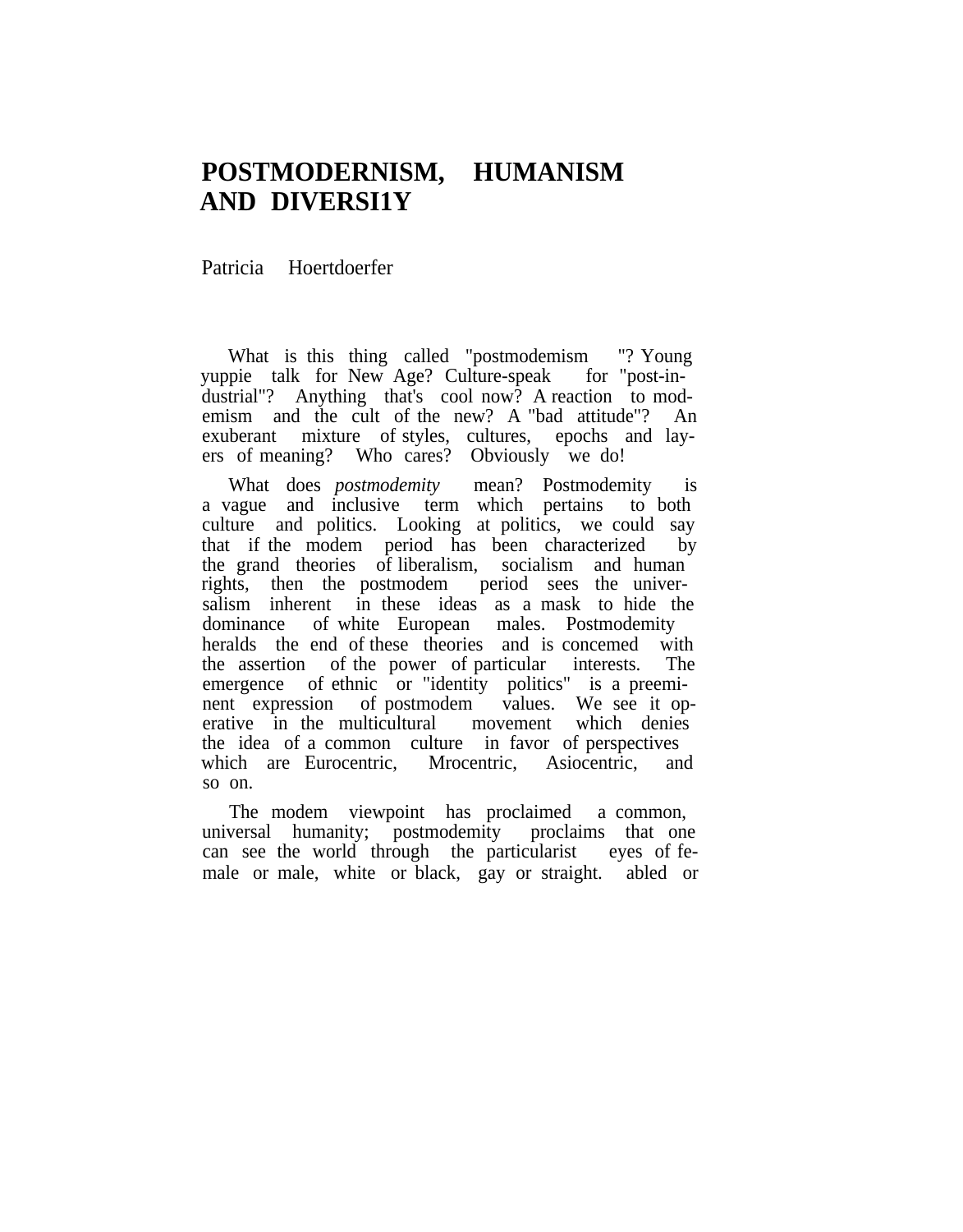# POSTMODERNISM, HUMANISM AND DIVERSI1Y

Patricia Hoertdoerfer

What is this thing called "postmodemism"? Young yuppie talk for New Age? Culture-speak for "post-industrial"? Anything that's cool now? A reaction to modemism and the cult of the new? A "bad attitude"? An exuberant mixture of styles, cultures, epochs and layers of meaning? Who cares? Obviously we do!

What does *postmodemity* mean? Postmodemity is a vague and inclusive term which pertains to both culture and politics. Looking at politics, we could say that if the modem period has been characterized by the grand theories of liberalism, socialism and human rights, then the postmodem period sees the universalism inherent in these ideas as a mask to hide the dominance of white European males. Postmodemity heralds the end of these theories and is concemed with the assertion of the power of particular interests. The emergence of ethnic or "identity politics" is a preeminent expression of postmodem values. We see it operative in the multicultural movement which denies the idea of a common culture in favor of perspectives which are Eurocentric, Mrocentric, Asiocentric, and so on.

The modem viewpoint has proclaimed a common, universal humanity; postmodemity proclaims that one can see the world through the particularist eyes of female or male, white or black, gay or straight. abled or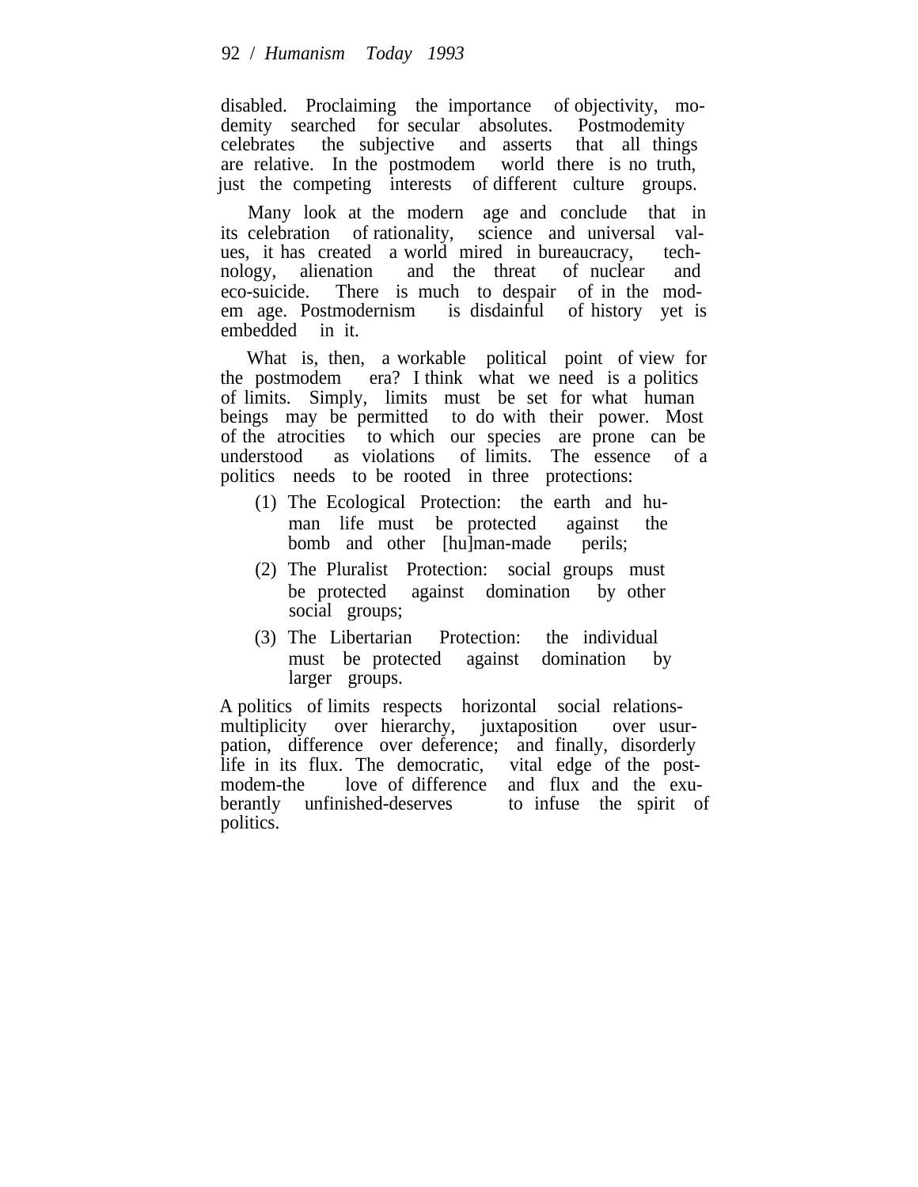disabled. Proclaiming the importance of objectivity, modemity searched for secular absolutes. Postmodemity celebrates the subjective and asserts that all things are relative. In the postmodem world there is no truth, just the competing interests of different culture groups.

Many look at the modern age and conclude that in its celebration of rationality, science and universal values, it has created a world mired in bureaucracy, technology, alienation and the threat of nuclear and eco-suicide. There is much to despair of in the modem age. Postmodernism is disdainful of history yet is embedded in it.

What is, then, a workable political point of view for the postmodem era? I think what we need is a politics of limits. Simply, limits must be set for what human beings may be permitted to do with their power. Most of the atrocities to which our species are prone can be understood as violations of limits. The essence of a politics needs to be rooted in three protections:

(1) The Ecological Protection: the earth and human life must be protected against the bomb and other [hu]man-made perils;

(2) The Pluralist Protection: social groups must be protected against domination by other social groups;

(3) The Libertarian Protection: the individual must be protected against domination by larger groups.

A politics of limits respects horizontal social relations-multiplicity over hierarchy, juxtaposition over usurpation, difference over deference; and finally, disorderly life in its flux. The democratic, vital edge of the postmodem-the love of difference and flux and the exuberantly unfinished-deserves to infuse the spirit of politics.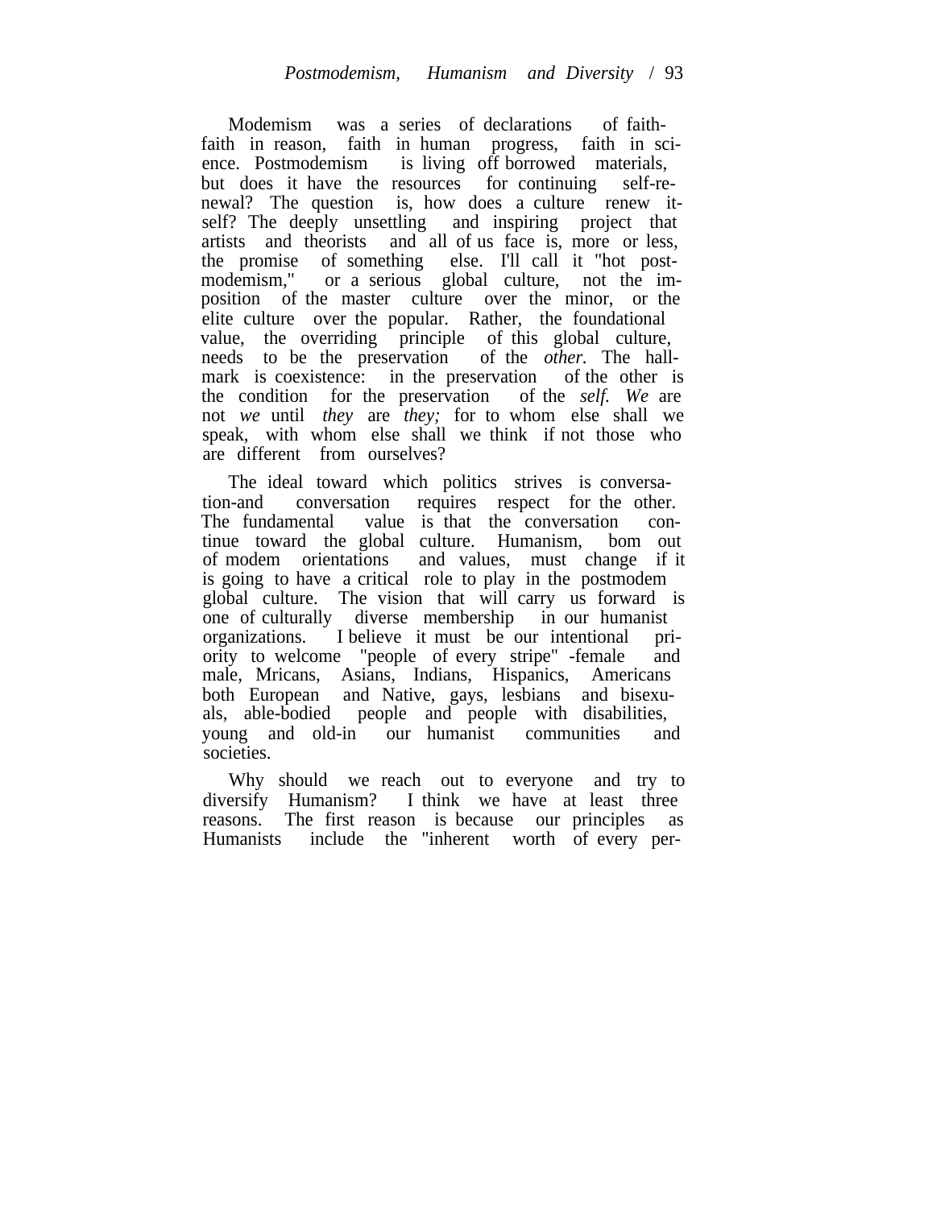Modemism was a series of declarations of faith-faith in reason, faith in human progress, faith in science. Postmodemism is living off borrowed materials, but does it have the resources for continuing self-renewal? The question is, how does a culture renew itself? The deeply unsettling and inspiring project that artists and theorists and all of us face is, more or less, the promise of something else. I'll call it "hot postmodemism," or a serious global culture, not the imposition of the master culture over the minor, or the elite culture over the popular. Rather, the foundational value, the overriding principle of this global culture, needs to be the preservation of the *other.* The hallmark is coexistence: in the preservation of the other is the condition for the preservation of the *self. We* are not *we* until *they* are *they;* for to whom else shall we speak, with whom else shall we think if not those who are different from ourselves?

The ideal toward which politics strives is conversation-and conversation requires respect for the other. The fundamental value is that the conversation continue toward the global culture. Humanism, bom out of modem orientations and values, must change if it is going to have a critical role to play in the postmodem global culture. The vision that will carry us forward is one of culturally diverse membership in our humanist organizations. I believe it must be our intentional priority to welcome "people of every stripe" -female and male, Mricans, Asians, Indians, Hispanics, Americans both European and Native, gays, lesbians and bisexuals, able-bodied people and people with disabilities, young and old-in our humanist communities and societies.

Why should we reach out to everyone and try to diversify Humanism? I think we have at least three reasons. The first reason is because our principles as Humanists include the "inherent worth of every per-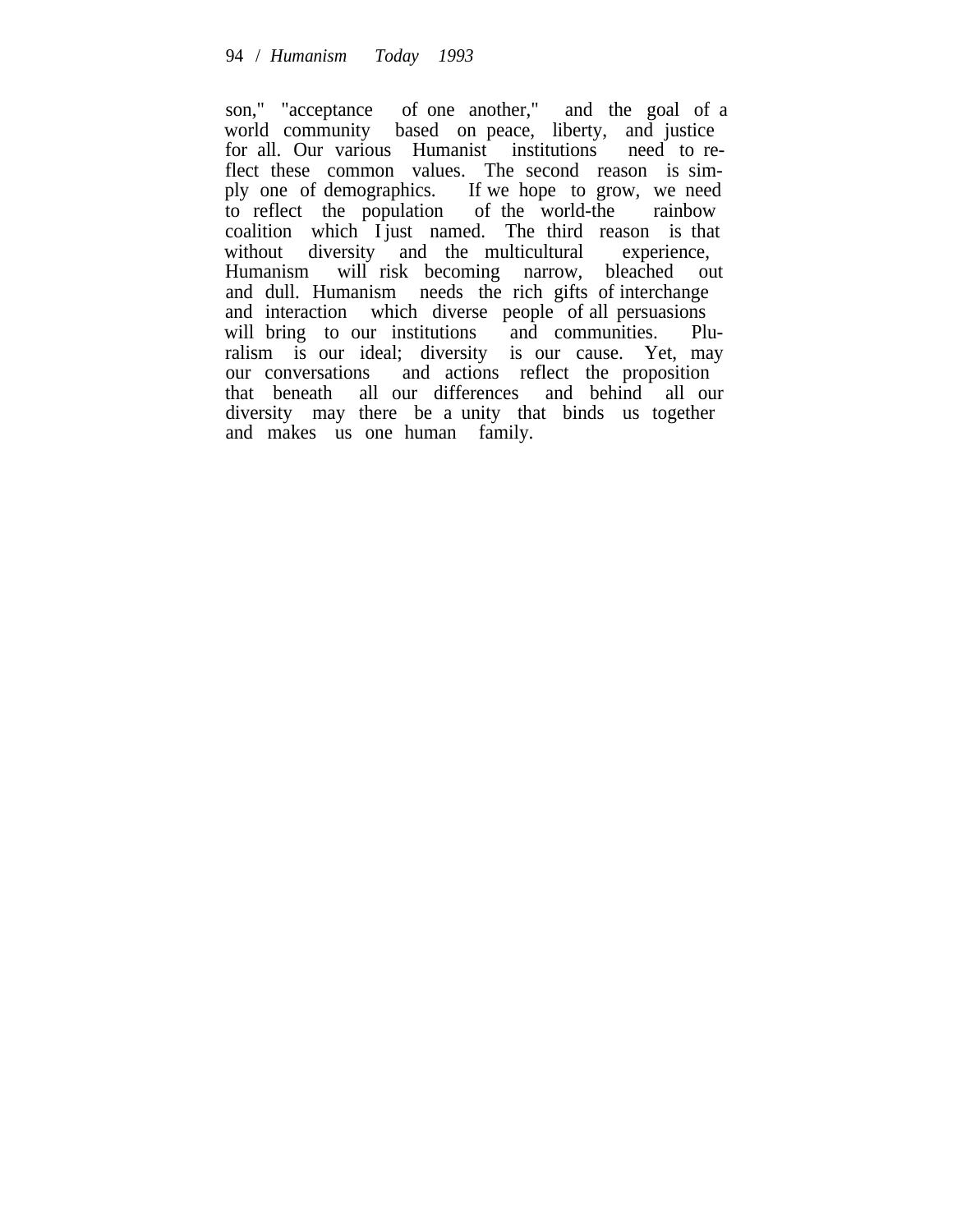son," "acceptance of one another," and the goal of a world community based on peace, liberty, and justice for all. Our various Humanist institutions need to reflect these common values. The second reason is simply one of demographics. If we hope to grow, we need to reflect the population of the world-the rainbow coalition which I just named. The third reason is that without diversity and the multicultural experience, Humanism will risk becoming narrow, bleached out and dull. Humanism needs the rich gifts of interchange and interaction which diverse people of all persuasions will bring to our institutions and communities. Pluralism is our ideal; diversity is our cause. Yet, may our conversations and actions reflect the proposition that beneath all our differences and behind all our diversity may there be a unity that binds us together and makes us one human family.